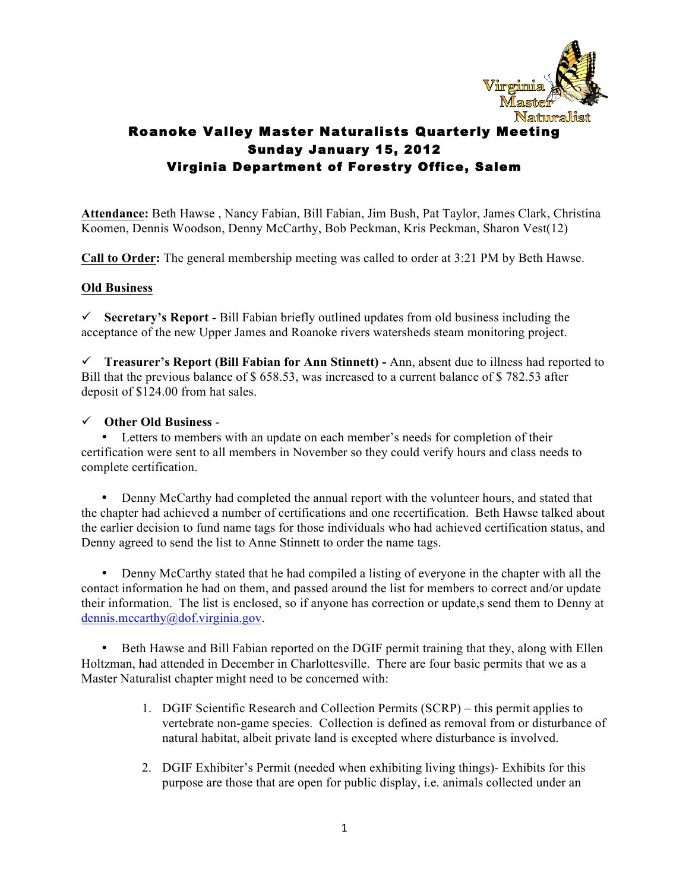# Roanoke Valley Master Naturalists Quarterly Meeting
## Sunday January 15, 2012
## Virginia Department of Forestry Office, Salem

**Attendance:** Beth Hawse , Nancy Fabian, Bill Fabian, Jim Bush, Pat Taylor, James Clark, Christina Koomen, Dennis Woodson, Denny McCarthy, Bob Peckman, Kris Peckman, Sharon Vest(12)

**Call to Order:** The general membership meeting was called to order at 3:21 PM by Beth Hawse.

**Old Business**

✓ **Secretary's Report -** Bill Fabian briefly outlined updates from old business including the acceptance of the new Upper James and Roanoke rivers watersheds steam monitoring project.

✓ **Treasurer's Report (Bill Fabian for Ann Stinnett) -** Ann, absent due to illness had reported to Bill that the previous balance of $ 658.53, was increased to a current balance of $ 782.53 after deposit of $124.00 from hat sales.

✓ **Other Old Business** -

- Letters to members with an update on each member's needs for completion of their certification were sent to all members in November so they could verify hours and class needs to complete certification.

- Denny McCarthy had completed the annual report with the volunteer hours, and stated that the chapter had achieved a number of certifications and one recertification. Beth Hawse talked about the earlier decision to fund name tags for those individuals who had achieved certification status, and Denny agreed to send the list to Anne Stinnett to order the name tags.

- Denny McCarthy stated that he had compiled a listing of everyone in the chapter with all the contact information he had on them, and passed around the list for members to correct and/or update their information. The list is enclosed, so if anyone has correction or update,s send them to Denny at dennis.mccarthy@dof.virginia.gov.

- Beth Hawse and Bill Fabian reported on the DGIF permit training that they, along with Ellen Holtzman, had attended in December in Charlottesville. There are four basic permits that we as a Master Naturalist chapter might need to be concerned with:

1. DGIF Scientific Research and Collection Permits (SCRP) – this permit applies to vertebrate non-game species. Collection is defined as removal from or disturbance of natural habitat, albeit private land is excepted where disturbance is involved.

2. DGIF Exhibiter's Permit (needed when exhibiting living things)- Exhibits for this purpose are those that are open for public display, i.e. animals collected under an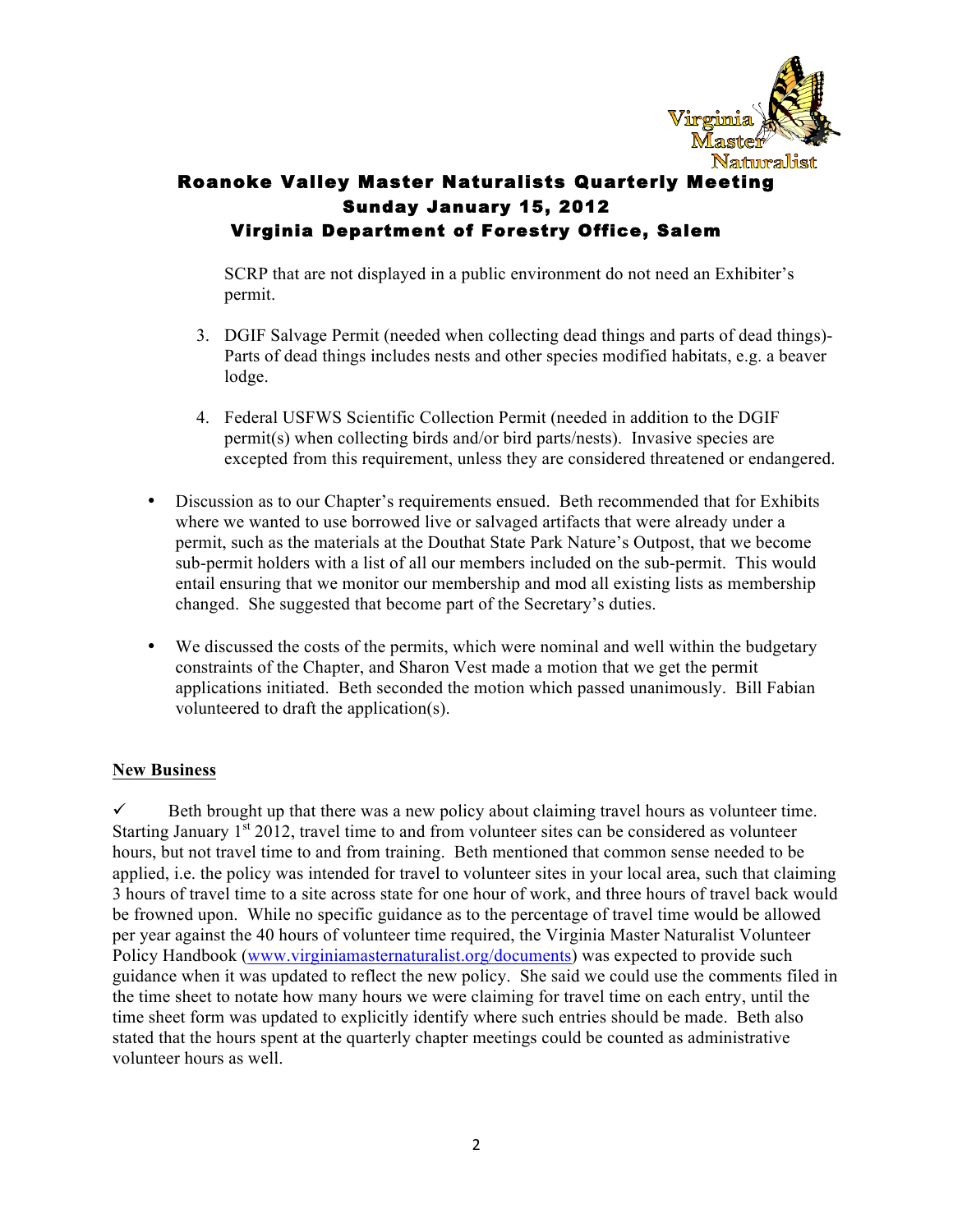# Roanoke Valley Master Naturalists Quarterly Meeting
## Sunday January 15, 2012
## Virginia Department of Forestry Office, Salem

SCRP that are not displayed in a public environment do not need an Exhibiter's permit.

3. DGIF Salvage Permit (needed when collecting dead things and parts of dead things)- Parts of dead things includes nests and other species modified habitats, e.g. a beaver lodge.

4. Federal USFWS Scientific Collection Permit (needed in addition to the DGIF permit(s) when collecting birds and/or bird parts/nests). Invasive species are excepted from this requirement, unless they are considered threatened or endangered.

- Discussion as to our Chapter's requirements ensued. Beth recommended that for Exhibits where we wanted to use borrowed live or salvaged artifacts that were already under a permit, such as the materials at the Douthat State Park Nature's Outpost, that we become sub-permit holders with a list of all our members included on the sub-permit. This would entail ensuring that we monitor our membership and mod all existing lists as membership changed. She suggested that become part of the Secretary's duties.

- We discussed the costs of the permits, which were nominal and well within the budgetary constraints of the Chapter, and Sharon Vest made a motion that we get the permit applications initiated. Beth seconded the motion which passed unanimously. Bill Fabian volunteered to draft the application(s).

**New Business**

✓ Beth brought up that there was a new policy about claiming travel hours as volunteer time. Starting January 1st 2012, travel time to and from volunteer sites can be considered as volunteer hours, but not travel time to and from training. Beth mentioned that common sense needed to be applied, i.e. the policy was intended for travel to volunteer sites in your local area, such that claiming 3 hours of travel time to a site across state for one hour of work, and three hours of travel back would be frowned upon. While no specific guidance as to the percentage of travel time would be allowed per year against the 40 hours of volunteer time required, the Virginia Master Naturalist Volunteer Policy Handbook (www.virginiamasternaturalist.org/documents) was expected to provide such guidance when it was updated to reflect the new policy. She said we could use the comments filed in the time sheet to notate how many hours we were claiming for travel time on each entry, until the time sheet form was updated to explicitly identify where such entries should be made. Beth also stated that the hours spent at the quarterly chapter meetings could be counted as administrative volunteer hours as well.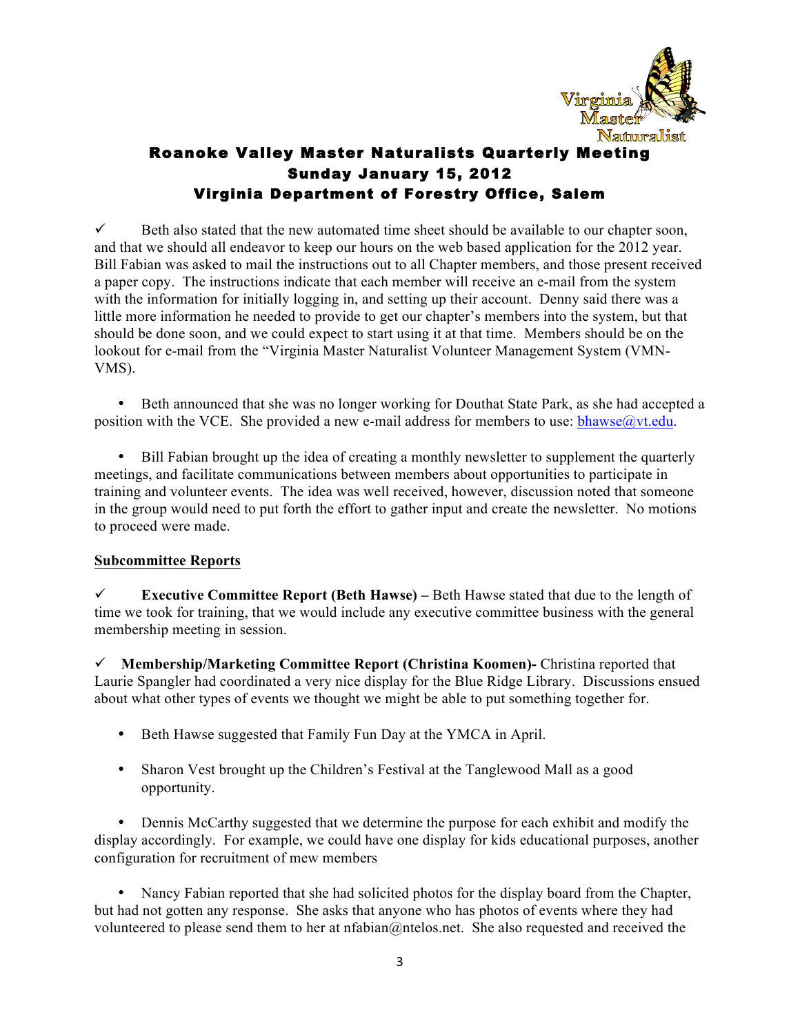# Roanoke Valley Master Naturalists Quarterly Meeting
## Sunday January 15, 2012
## Virginia Department of Forestry Office, Salem

✓ Beth also stated that the new automated time sheet should be available to our chapter soon, and that we should all endeavor to keep our hours on the web based application for the 2012 year. Bill Fabian was asked to mail the instructions out to all Chapter members, and those present received a paper copy. The instructions indicate that each member will receive an e-mail from the system with the information for initially logging in, and setting up their account. Denny said there was a little more information he needed to provide to get our chapter's members into the system, but that should be done soon, and we could expect to start using it at that time. Members should be on the lookout for e-mail from the "Virginia Master Naturalist Volunteer Management System (VMN-VMS).

- Beth announced that she was no longer working for Douthat State Park, as she had accepted a position with the VCE. She provided a new e-mail address for members to use: bhawse@vt.edu.

- Bill Fabian brought up the idea of creating a monthly newsletter to supplement the quarterly meetings, and facilitate communications between members about opportunities to participate in training and volunteer events. The idea was well received, however, discussion noted that someone in the group would need to put forth the effort to gather input and create the newsletter. No motions to proceed were made.

**Subcommittee Reports**

✓ **Executive Committee Report (Beth Hawse) –** Beth Hawse stated that due to the length of time we took for training, that we would include any executive committee business with the general membership meeting in session.

✓ **Membership/Marketing Committee Report (Christina Koomen)-** Christina reported that Laurie Spangler had coordinated a very nice display for the Blue Ridge Library. Discussions ensued about what other types of events we thought we might be able to put something together for.

- Beth Hawse suggested that Family Fun Day at the YMCA in April.

- Sharon Vest brought up the Children's Festival at the Tanglewood Mall as a good opportunity.

- Dennis McCarthy suggested that we determine the purpose for each exhibit and modify the display accordingly. For example, we could have one display for kids educational purposes, another configuration for recruitment of mew members

- Nancy Fabian reported that she had solicited photos for the display board from the Chapter, but had not gotten any response. She asks that anyone who has photos of events where they had volunteered to please send them to her at nfabian@ntelos.net. She also requested and received the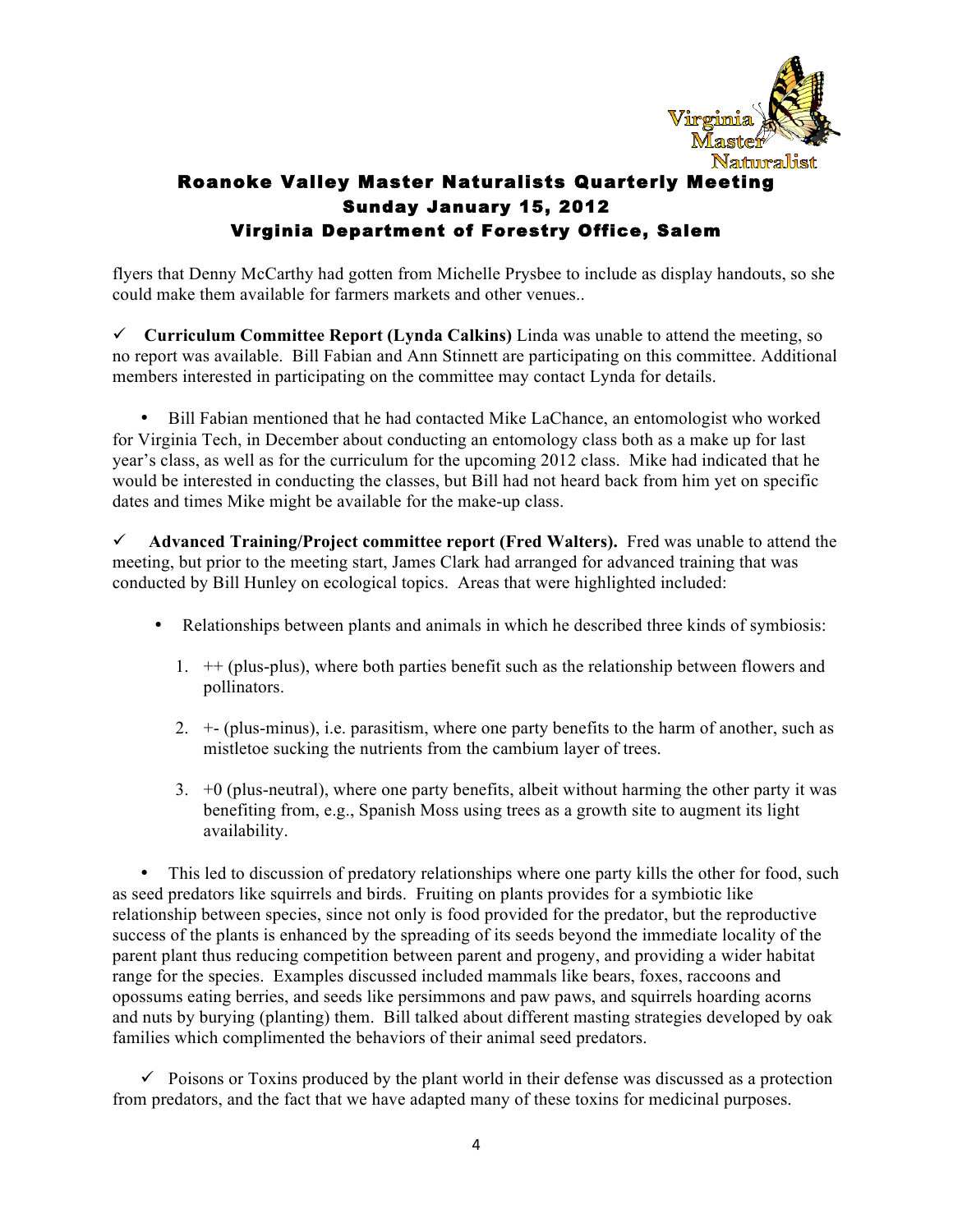flyers that Denny McCarthy had gotten from Michelle Prysbee to include as display handouts, so she could make them available for farmers markets and other venues..

✓ **Curriculum Committee Report (Lynda Calkins)** Linda was unable to attend the meeting, so no report was available. Bill Fabian and Ann Stinnett are participating on this committee. Additional members interested in participating on the committee may contact Lynda for details.

- Bill Fabian mentioned that he had contacted Mike LaChance, an entomologist who worked for Virginia Tech, in December about conducting an entomology class both as a make up for last year's class, as well as for the curriculum for the upcoming 2012 class. Mike had indicated that he would be interested in conducting the classes, but Bill had not heard back from him yet on specific dates and times Mike might be available for the make-up class.

✓ **Advanced Training/Project committee report (Fred Walters).** Fred was unable to attend the meeting, but prior to the meeting start, James Clark had arranged for advanced training that was conducted by Bill Hunley on ecological topics. Areas that were highlighted included:

- Relationships between plants and animals in which he described three kinds of symbiosis:
  1. ++ (plus-plus), where both parties benefit such as the relationship between flowers and pollinators.
  2. +- (plus-minus), i.e. parasitism, where one party benefits to the harm of another, such as mistletoe sucking the nutrients from the cambium layer of trees.
  3. +0 (plus-neutral), where one party benefits, albeit without harming the other party it was benefiting from, e.g., Spanish Moss using trees as a growth site to augment its light availability.

- This led to discussion of predatory relationships where one party kills the other for food, such as seed predators like squirrels and birds. Fruiting on plants provides for a symbiotic like relationship between species, since not only is food provided for the predator, but the reproductive success of the plants is enhanced by the spreading of its seeds beyond the immediate locality of the parent plant thus reducing competition between parent and progeny, and providing a wider habitat range for the species. Examples discussed included mammals like bears, foxes, raccoons and opossums eating berries, and seeds like persimmons and paw paws, and squirrels hoarding acorns and nuts by burying (planting) them. Bill talked about different masting strategies developed by oak families which complimented the behaviors of their animal seed predators.

✓ Poisons or Toxins produced by the plant world in their defense was discussed as a protection from predators, and the fact that we have adapted many of these toxins for medicinal purposes.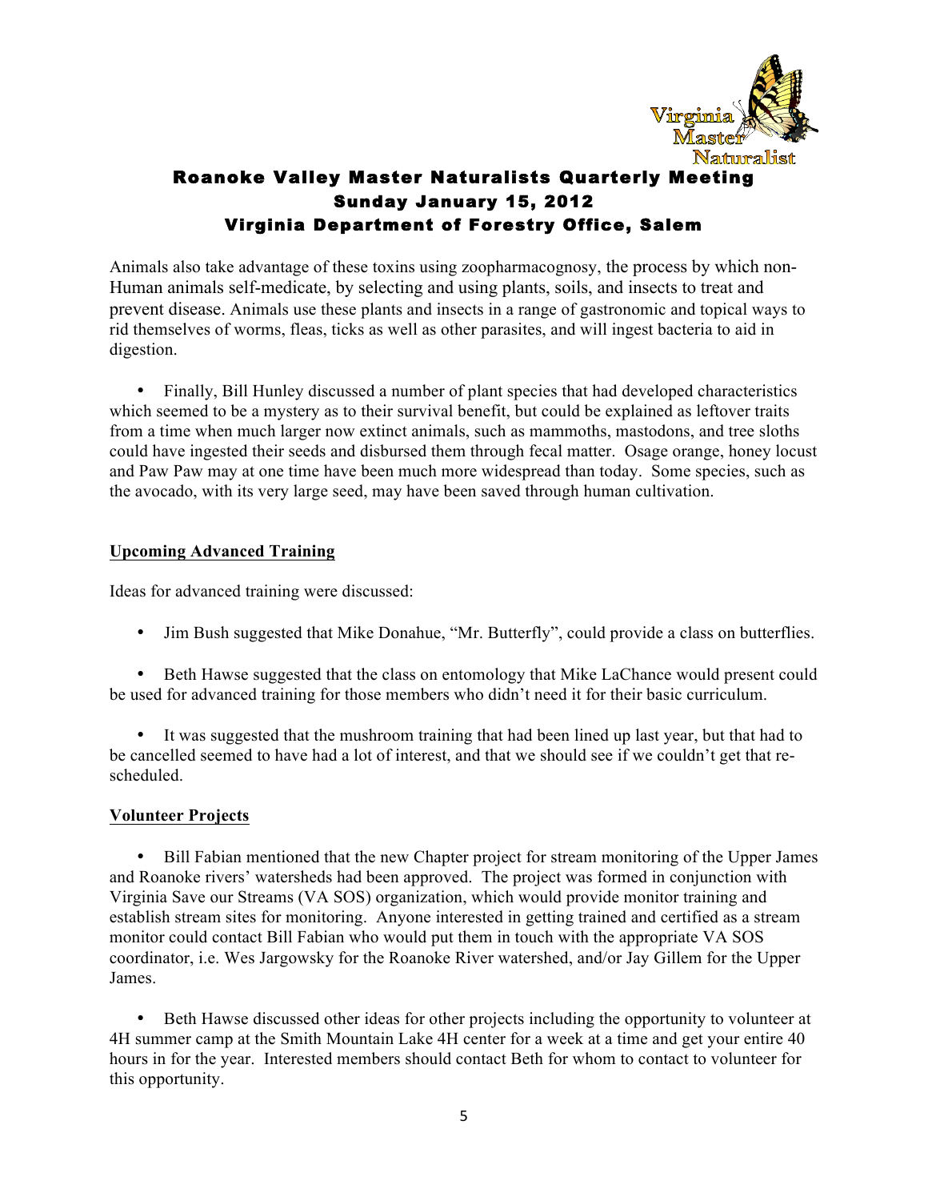# Roanoke Valley Master Naturalists Quarterly Meeting
## Sunday January 15, 2012
## Virginia Department of Forestry Office, Salem

Animals also take advantage of these toxins using zoopharmacognosy, the process by which non-Human animals self-medicate, by selecting and using plants, soils, and insects to treat and prevent disease. Animals use these plants and insects in a range of gastronomic and topical ways to rid themselves of worms, fleas, ticks as well as other parasites, and will ingest bacteria to aid in digestion.

- Finally, Bill Hunley discussed a number of plant species that had developed characteristics which seemed to be a mystery as to their survival benefit, but could be explained as leftover traits from a time when much larger now extinct animals, such as mammoths, mastodons, and tree sloths could have ingested their seeds and disbursed them through fecal matter. Osage orange, honey locust and Paw Paw may at one time have been much more widespread than today. Some species, such as the avocado, with its very large seed, may have been saved through human cultivation.

**Upcoming Advanced Training**

Ideas for advanced training were discussed:

- Jim Bush suggested that Mike Donahue, "Mr. Butterfly", could provide a class on butterflies.
- Beth Hawse suggested that the class on entomology that Mike LaChance would present could be used for advanced training for those members who didn't need it for their basic curriculum.
- It was suggested that the mushroom training that had been lined up last year, but that had to be cancelled seemed to have had a lot of interest, and that we should see if we couldn't get that re-scheduled.

**Volunteer Projects**

- Bill Fabian mentioned that the new Chapter project for stream monitoring of the Upper James and Roanoke rivers' watersheds had been approved. The project was formed in conjunction with Virginia Save our Streams (VA SOS) organization, which would provide monitor training and establish stream sites for monitoring. Anyone interested in getting trained and certified as a stream monitor could contact Bill Fabian who would put them in touch with the appropriate VA SOS coordinator, i.e. Wes Jargowsky for the Roanoke River watershed, and/or Jay Gillem for the Upper James.
- Beth Hawse discussed other ideas for other projects including the opportunity to volunteer at 4H summer camp at the Smith Mountain Lake 4H center for a week at a time and get your entire 40 hours in for the year. Interested members should contact Beth for whom to contact to volunteer for this opportunity.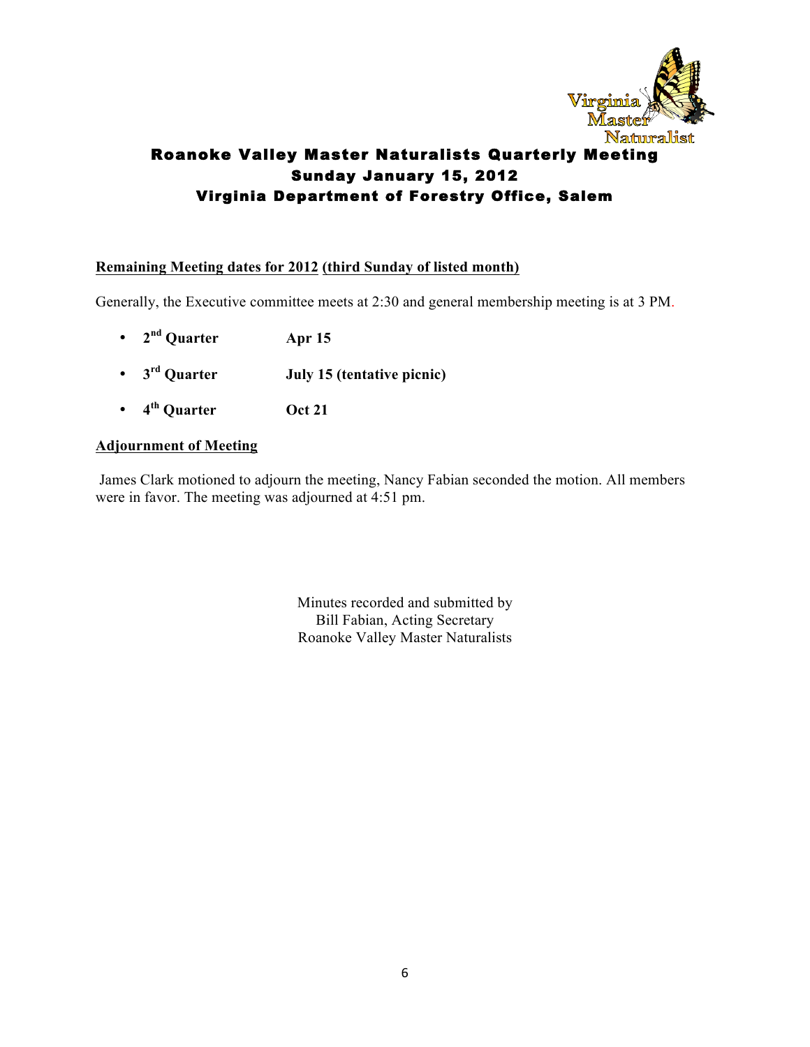# Roanoke Valley Master Naturalists Quarterly Meeting
## Sunday January 15, 2012
## Virginia Department of Forestry Office, Salem

**Remaining Meeting dates for 2012** **(third Sunday of listed month)**

Generally, the Executive committee meets at 2:30 and general membership meeting is at 3 PM.

- **2nd Quarter** **Apr 15**
- **3rd Quarter** **July 15 (tentative picnic)**
- **4th Quarter** **Oct 21**

**Adjournment of Meeting**

James Clark motioned to adjourn the meeting, Nancy Fabian seconded the motion. All members were in favor. The meeting was adjourned at 4:51 pm.

Minutes recorded and submitted by
Bill Fabian, Acting Secretary
Roanoke Valley Master Naturalists